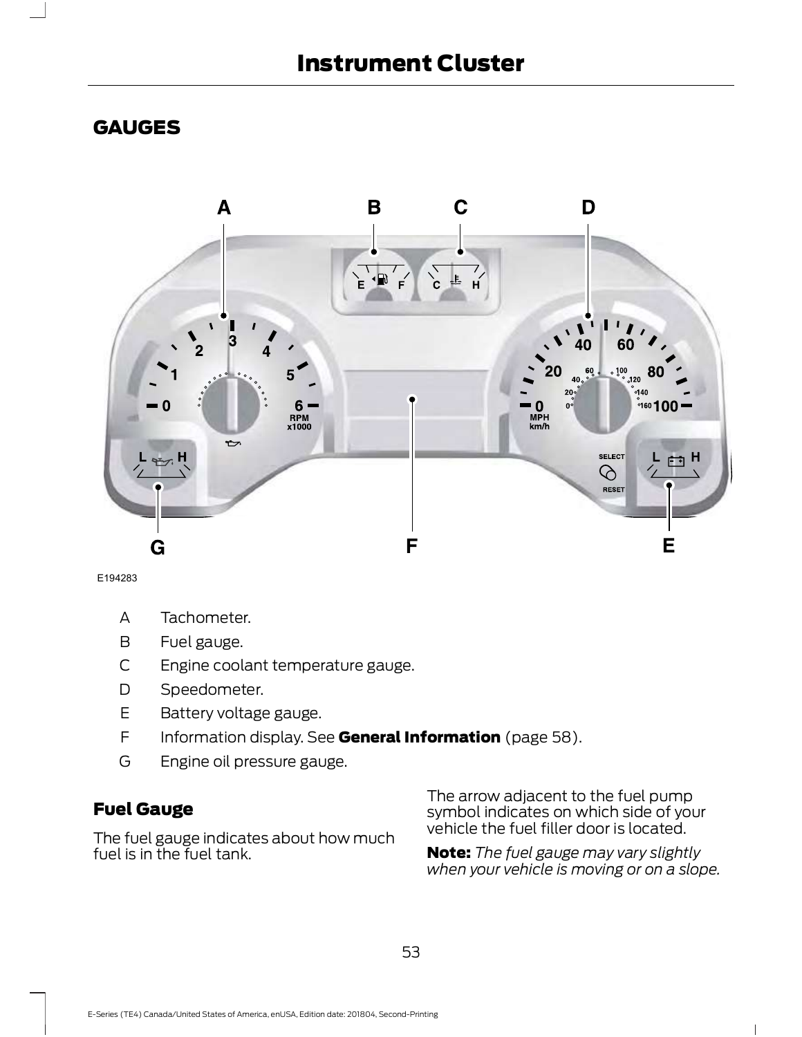# GAUGES

E194283

| | |
|---|---|
| A | Tachometer. |
| B | Fuel gauge. |
| C | Engine coolant temperature gauge. |
| D | Speedometer. |
| E | Battery voltage gauge. |
| F | Information display. See **General Information** (page 58). |
| G | Engine oil pressure gauge. |

## Fuel Gauge

The fuel gauge indicates about how much fuel is in the fuel tank.

The arrow adjacent to the fuel pump symbol indicates on which side of your vehicle the fuel filler door is located.

**Note:** *The fuel gauge may vary slightly when your vehicle is moving or on a slope.*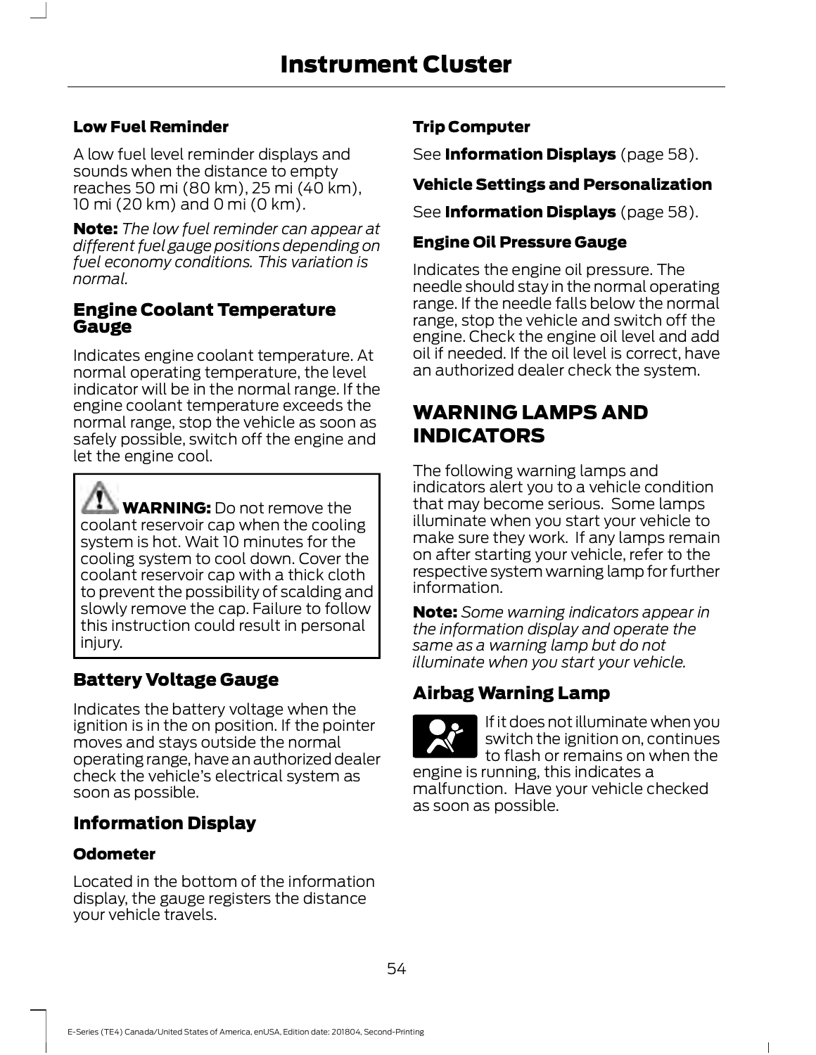#### Low Fuel Reminder

A low fuel level reminder displays and sounds when the distance to empty reaches 50 mi (80 km), 25 mi (40 km), 10 mi (20 km) and 0 mi (0 km).

**Note:** *The low fuel reminder can appear at different fuel gauge positions depending on fuel economy conditions. This variation is normal.*

### Engine Coolant Temperature Gauge

Indicates engine coolant temperature. At normal operating temperature, the level indicator will be in the normal range. If the engine coolant temperature exceeds the normal range, stop the vehicle as soon as safely possible, switch off the engine and let the engine cool.

> **WARNING:** Do not remove the coolant reservoir cap when the cooling system is hot. Wait 10 minutes for the cooling system to cool down. Cover the coolant reservoir cap with a thick cloth to prevent the possibility of scalding and slowly remove the cap. Failure to follow this instruction could result in personal injury.

### Battery Voltage Gauge

Indicates the battery voltage when the ignition is in the on position. If the pointer moves and stays outside the normal operating range, have an authorized dealer check the vehicle's electrical system as soon as possible.

### Information Display

#### Odometer

Located in the bottom of the information display, the gauge registers the distance your vehicle travels.

#### Trip Computer

See **Information Displays** (page 58).

#### Vehicle Settings and Personalization

See **Information Displays** (page 58).

#### Engine Oil Pressure Gauge

Indicates the engine oil pressure. The needle should stay in the normal operating range. If the needle falls below the normal range, stop the vehicle and switch off the engine. Check the engine oil level and add oil if needed. If the oil level is correct, have an authorized dealer check the system.

## WARNING LAMPS AND INDICATORS

The following warning lamps and indicators alert you to a vehicle condition that may become serious. Some lamps illuminate when you start your vehicle to make sure they work. If any lamps remain on after starting your vehicle, refer to the respective system warning lamp for further information.

**Note:** *Some warning indicators appear in the information display and operate the same as a warning lamp but do not illuminate when you start your vehicle.*

### Airbag Warning Lamp

If it does not illuminate when you switch the ignition on, continues to flash or remains on when the engine is running, this indicates a malfunction. Have your vehicle checked as soon as possible.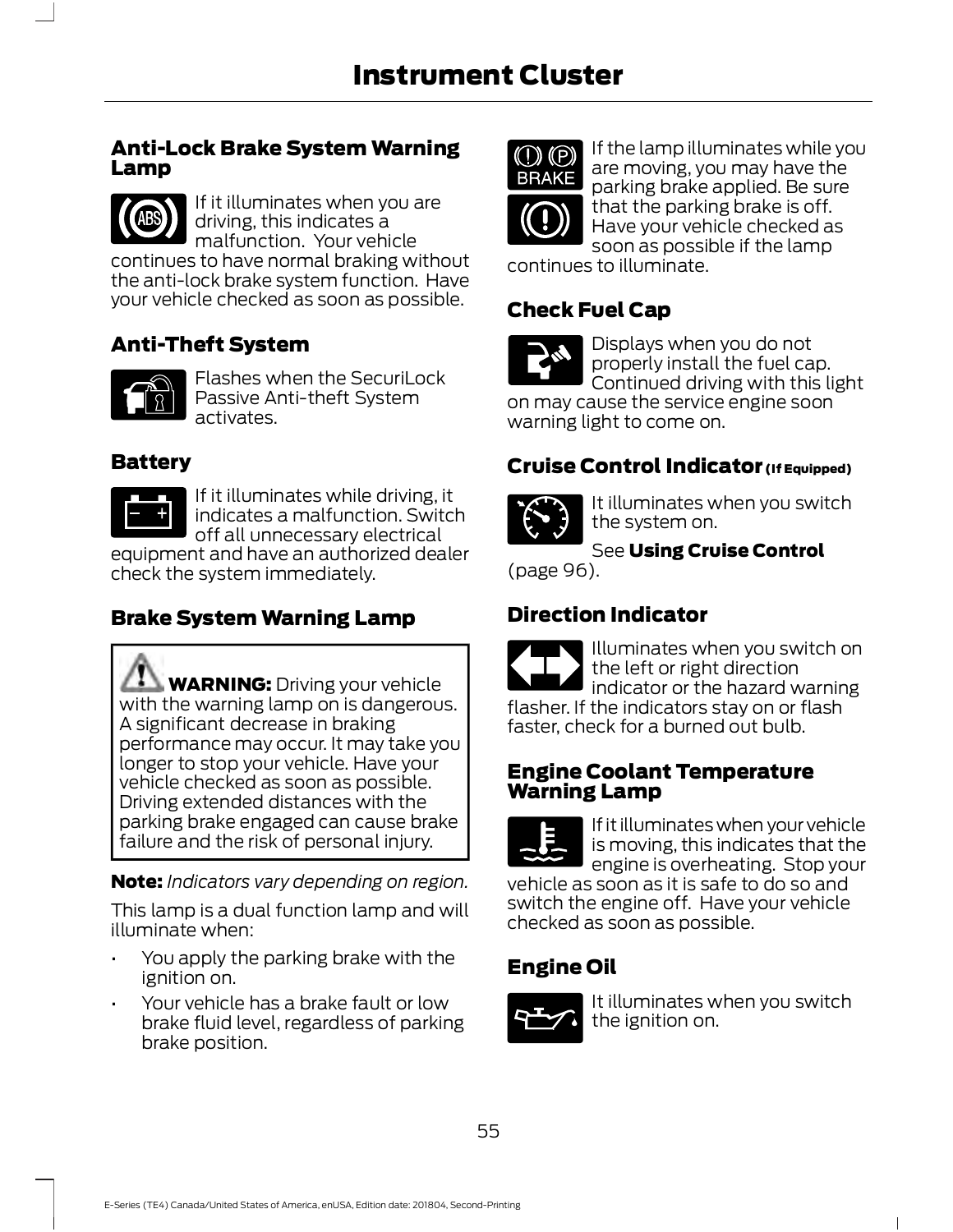## Anti-Lock Brake System Warning Lamp

If it illuminates when you are driving, this indicates a malfunction. Your vehicle continues to have normal braking without the anti-lock brake system function. Have your vehicle checked as soon as possible.

## Anti-Theft System

Flashes when the SecuriLock Passive Anti-theft System activates.

## Battery

If it illuminates while driving, it indicates a malfunction. Switch off all unnecessary electrical equipment and have an authorized dealer check the system immediately.

## Brake System Warning Lamp

> **WARNING:** Driving your vehicle with the warning lamp on is dangerous. A significant decrease in braking performance may occur. It may take you longer to stop your vehicle. Have your vehicle checked as soon as possible. Driving extended distances with the parking brake engaged can cause brake failure and the risk of personal injury.

**Note:** *Indicators vary depending on region.*

This lamp is a dual function lamp and will illuminate when:

- You apply the parking brake with the ignition on.
- Your vehicle has a brake fault or low brake fluid level, regardless of parking brake position.

If the lamp illuminates while you are moving, you may have the parking brake applied. Be sure that the parking brake is off. Have your vehicle checked as soon as possible if the lamp continues to illuminate.

## Check Fuel Cap

Displays when you do not properly install the fuel cap. Continued driving with this light on may cause the service engine soon warning light to come on.

## Cruise Control Indicator (If Equipped)

It illuminates when you switch the system on.

See **Using Cruise Control** (page 96).

## Direction Indicator

Illuminates when you switch on the left or right direction indicator or the hazard warning flasher. If the indicators stay on or flash faster, check for a burned out bulb.

## Engine Coolant Temperature Warning Lamp

If it illuminates when your vehicle is moving, this indicates that the engine is overheating. Stop your vehicle as soon as it is safe to do so and switch the engine off. Have your vehicle checked as soon as possible.

## Engine Oil

It illuminates when you switch the ignition on.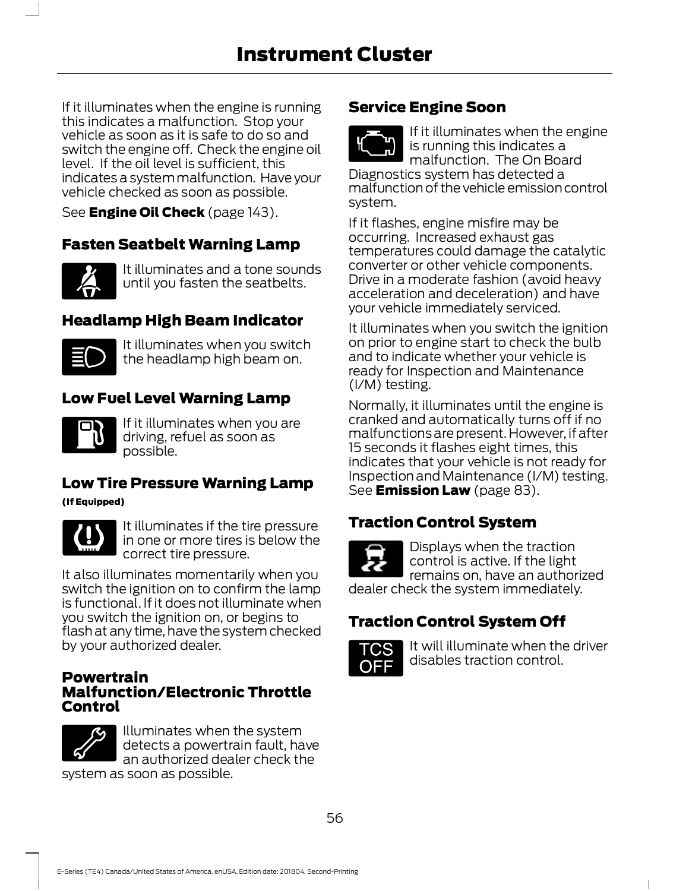If it illuminates when the engine is running this indicates a malfunction. Stop your vehicle as soon as it is safe to do so and switch the engine off. Check the engine oil level. If the oil level is sufficient, this indicates a system malfunction. Have your vehicle checked as soon as possible.

See **Engine Oil Check** (page 143).

### Fasten Seatbelt Warning Lamp

It illuminates and a tone sounds until you fasten the seatbelts.

### Headlamp High Beam Indicator

It illuminates when you switch the headlamp high beam on.

### Low Fuel Level Warning Lamp

If it illuminates when you are driving, refuel as soon as possible.

### Low Tire Pressure Warning Lamp

**(If Equipped)**

It illuminates if the tire pressure in one or more tires is below the correct tire pressure.

It also illuminates momentarily when you switch the ignition on to confirm the lamp is functional. If it does not illuminate when you switch the ignition on, or begins to flash at any time, have the system checked by your authorized dealer.

### Powertrain Malfunction/Electronic Throttle Control

Illuminates when the system detects a powertrain fault, have an authorized dealer check the system as soon as possible.

### Service Engine Soon

If it illuminates when the engine is running this indicates a malfunction. The On Board Diagnostics system has detected a malfunction of the vehicle emission control system.

If it flashes, engine misfire may be occurring. Increased exhaust gas temperatures could damage the catalytic converter or other vehicle components. Drive in a moderate fashion (avoid heavy acceleration and deceleration) and have your vehicle immediately serviced.

It illuminates when you switch the ignition on prior to engine start to check the bulb and to indicate whether your vehicle is ready for Inspection and Maintenance (I/M) testing.

Normally, it illuminates until the engine is cranked and automatically turns off if no malfunctions are present. However, if after 15 seconds it flashes eight times, this indicates that your vehicle is not ready for Inspection and Maintenance (I/M) testing. See **Emission Law** (page 83).

### Traction Control System

Displays when the traction control is active. If the light remains on, have an authorized dealer check the system immediately.

### Traction Control System Off

TCS OFF

It will illuminate when the driver disables traction control.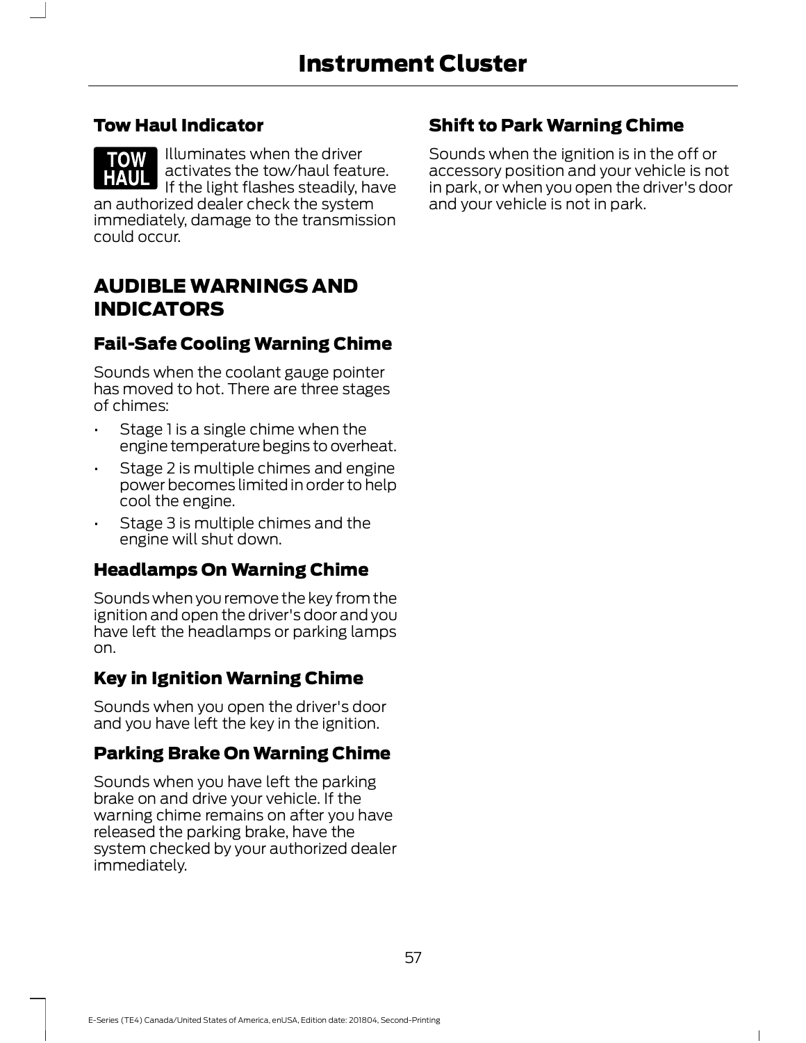### Tow Haul Indicator

TOW HAUL

Illuminates when the driver activates the tow/haul feature. If the light flashes steadily, have an authorized dealer check the system immediately, damage to the transmission could occur.

## AUDIBLE WARNINGS AND INDICATORS

### Fail-Safe Cooling Warning Chime

Sounds when the coolant gauge pointer has moved to hot. There are three stages of chimes:

- Stage 1 is a single chime when the engine temperature begins to overheat.
- Stage 2 is multiple chimes and engine power becomes limited in order to help cool the engine.
- Stage 3 is multiple chimes and the engine will shut down.

### Headlamps On Warning Chime

Sounds when you remove the key from the ignition and open the driver's door and you have left the headlamps or parking lamps on.

### Key in Ignition Warning Chime

Sounds when you open the driver's door and you have left the key in the ignition.

### Parking Brake On Warning Chime

Sounds when you have left the parking brake on and drive your vehicle. If the warning chime remains on after you have released the parking brake, have the system checked by your authorized dealer immediately.

### Shift to Park Warning Chime

Sounds when the ignition is in the off or accessory position and your vehicle is not in park, or when you open the driver's door and your vehicle is not in park.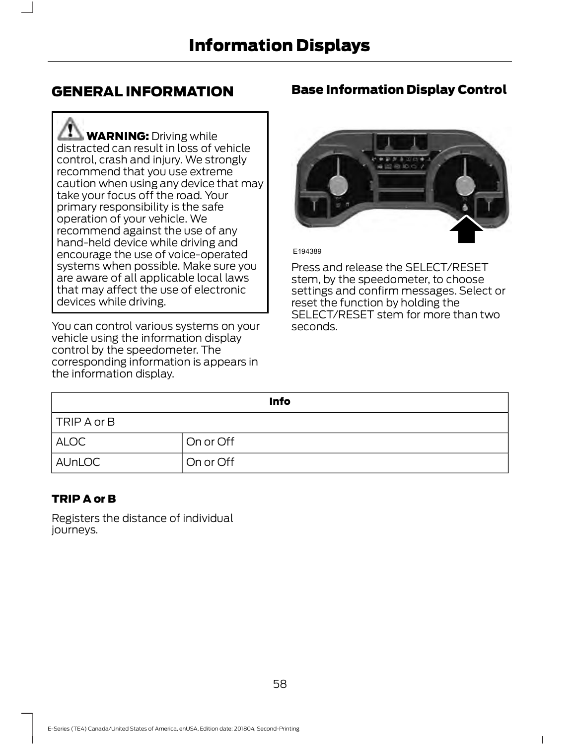## GENERAL INFORMATION

**WARNING:** Driving while distracted can result in loss of vehicle control, crash and injury. We strongly recommend that you use extreme caution when using any device that may take your focus off the road. Your primary responsibility is the safe operation of your vehicle. We recommend against the use of any hand-held device while driving and encourage the use of voice-operated systems when possible. Make sure you are aware of all applicable local laws that may affect the use of electronic devices while driving.

You can control various systems on your vehicle using the information display control by the speedometer. The corresponding information is appears in the information display.

### Base Information Display Control

E194389

Press and release the SELECT/RESET stem, by the speedometer, to choose settings and confirm messages. Select or reset the function by holding the SELECT/RESET stem for more than two seconds.

| Info | |
|---|---|
| TRIP A or B | |
| ALOC | On or Off |
| AUnLOC | On or Off |

#### TRIP A or B

Registers the distance of individual journeys.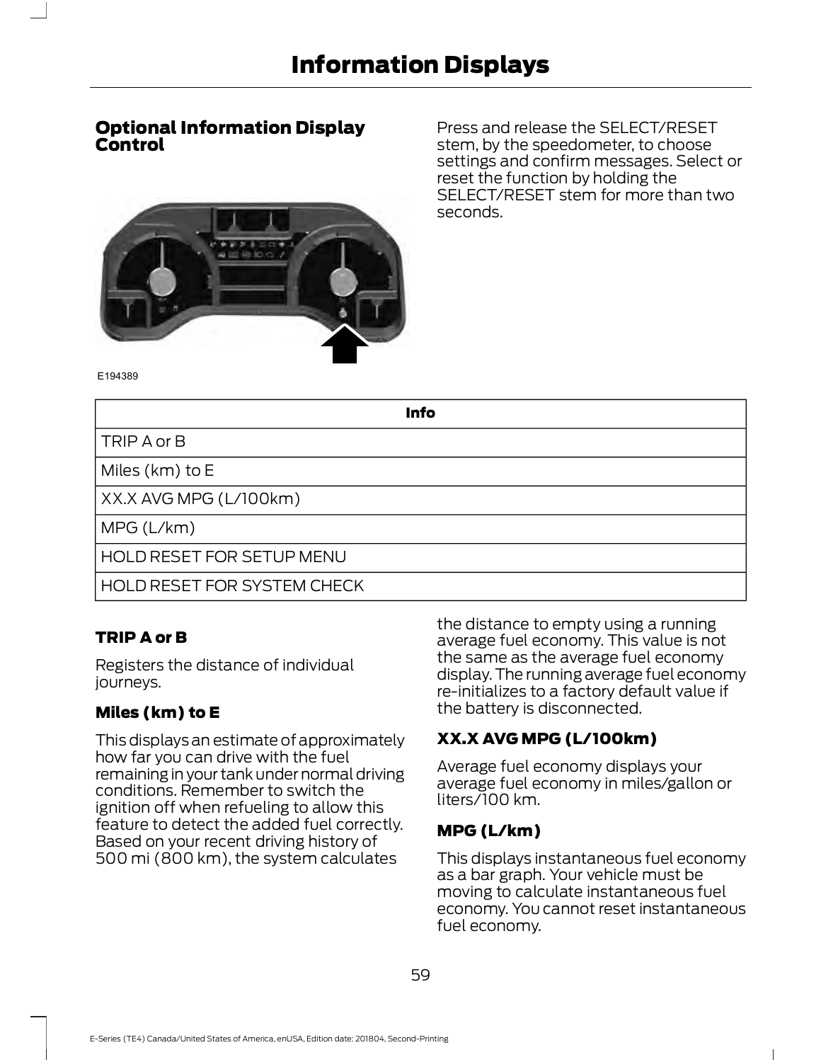## Optional Information Display Control

E194389

Press and release the SELECT/RESET stem, by the speedometer, to choose settings and confirm messages. Select or reset the function by holding the SELECT/RESET stem for more than two seconds.

| Info |
| --- |
| TRIP A or B |
| Miles (km) to E |
| XX.X AVG MPG (L/100km) |
| MPG (L/km) |
| HOLD RESET FOR SETUP MENU |
| HOLD RESET FOR SYSTEM CHECK |

### TRIP A or B

Registers the distance of individual journeys.

### Miles (km) to E

This displays an estimate of approximately how far you can drive with the fuel remaining in your tank under normal driving conditions. Remember to switch the ignition off when refueling to allow this feature to detect the added fuel correctly. Based on your recent driving history of 500 mi (800 km), the system calculates the distance to empty using a running average fuel economy. This value is not the same as the average fuel economy display. The running average fuel economy re-initializes to a factory default value if the battery is disconnected.

### XX.X AVG MPG (L/100km)

Average fuel economy displays your average fuel economy in miles/gallon or liters/100 km.

### MPG (L/km)

This displays instantaneous fuel economy as a bar graph. Your vehicle must be moving to calculate instantaneous fuel economy. You cannot reset instantaneous fuel economy.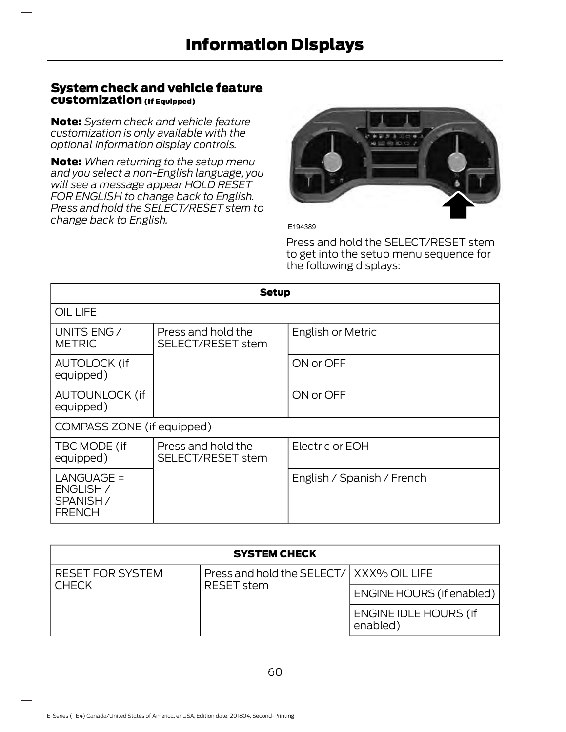## System check and vehicle feature customization (If Equipped)

**Note:** *System check and vehicle feature customization is only available with the optional information display controls.*

**Note:** *When returning to the setup menu and you select a non-English language, you will see a message appear HOLD RESET FOR ENGLISH to change back to English. Press and hold the SELECT/RESET stem to change back to English.*

E194389

Press and hold the SELECT/RESET stem to get into the setup menu sequence for the following displays:

| Setup | | |
|---|---|---|
| OIL LIFE | | |
| UNITS ENG / METRIC | Press and hold the SELECT/RESET stem | English or Metric |
| AUTOLOCK (if equipped) | | ON or OFF |
| AUTOUNLOCK (if equipped) | | ON or OFF |
| COMPASS ZONE (if equipped) | | |
| TBC MODE (if equipped) | Press and hold the SELECT/RESET stem | Electric or EOH |
| LANGUAGE = ENGLISH / SPANISH / FRENCH | | English / Spanish / French |

| SYSTEM CHECK | | |
|---|---|---|
| RESET FOR SYSTEM CHECK | Press and hold the SELECT/RESET stem | XXX% OIL LIFE |
| | | ENGINE HOURS (if enabled) |
| | | ENGINE IDLE HOURS (if enabled) |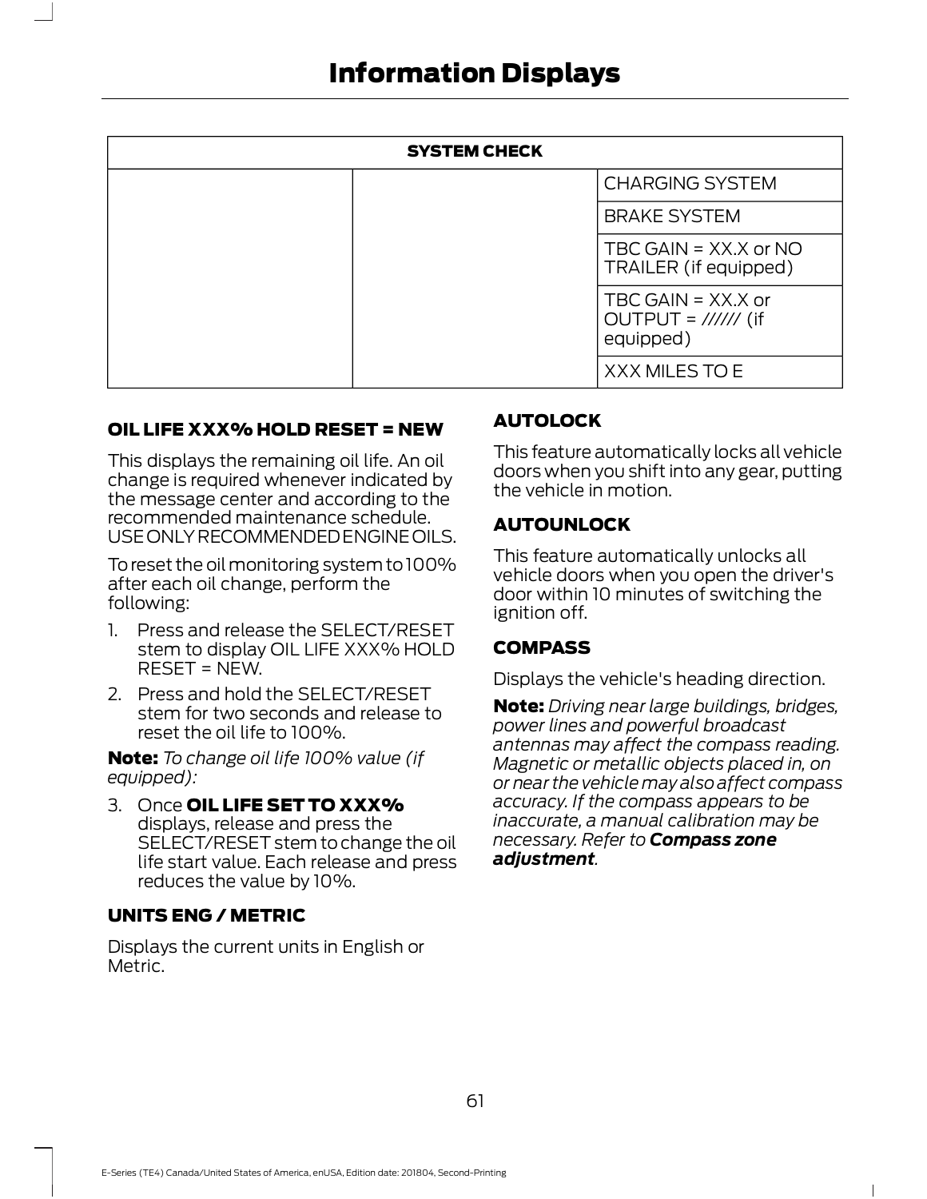| SYSTEM CHECK | | |
| --- | --- | --- |
| | | CHARGING SYSTEM |
| | | BRAKE SYSTEM |
| | | TBC GAIN = XX.X or NO TRAILER (if equipped) |
| | | TBC GAIN = XX.X or OUTPUT = ////// (if equipped) |
| | | XXX MILES TO E |

### OIL LIFE XXX% HOLD RESET = NEW

This displays the remaining oil life. An oil change is required whenever indicated by the message center and according to the recommended maintenance schedule. USE ONLY RECOMMENDED ENGINE OILS.

To reset the oil monitoring system to 100% after each oil change, perform the following:

1. Press and release the SELECT/RESET stem to display OIL LIFE XXX% HOLD RESET = NEW.
2. Press and hold the SELECT/RESET stem for two seconds and release to reset the oil life to 100%.

**Note:** *To change oil life 100% value (if equipped):*

3. Once **OIL LIFE SET TO XXX%** displays, release and press the SELECT/RESET stem to change the oil life start value. Each release and press reduces the value by 10%.

### UNITS ENG / METRIC

Displays the current units in English or Metric.

### AUTOLOCK

This feature automatically locks all vehicle doors when you shift into any gear, putting the vehicle in motion.

### AUTOUNLOCK

This feature automatically unlocks all vehicle doors when you open the driver's door within 10 minutes of switching the ignition off.

### COMPASS

Displays the vehicle's heading direction.

**Note:** *Driving near large buildings, bridges, power lines and powerful broadcast antennas may affect the compass reading. Magnetic or metallic objects placed in, on or near the vehicle may also affect compass accuracy. If the compass appears to be inaccurate, a manual calibration may be necessary. Refer to* ***Compass zone adjustment****.*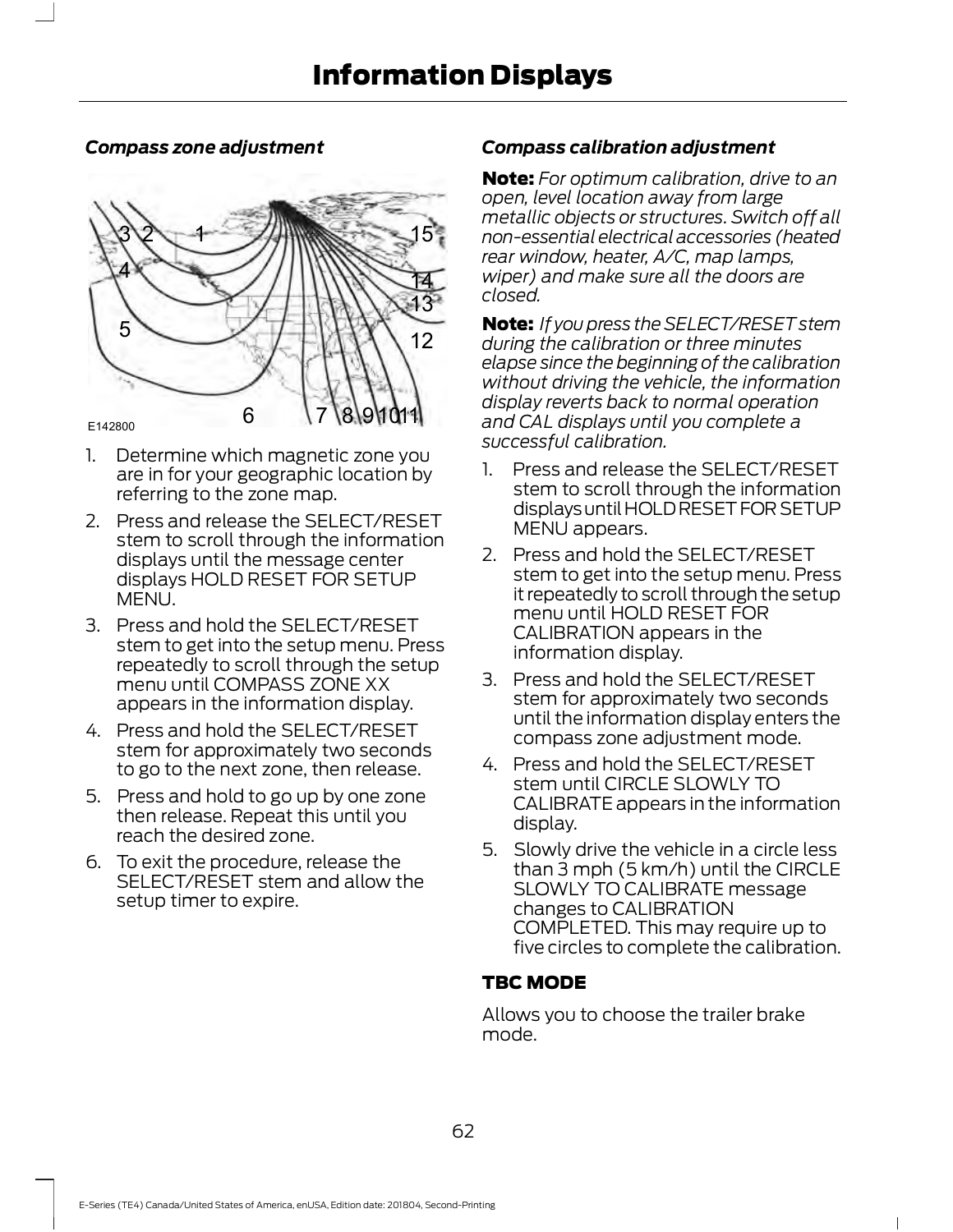### *Compass zone adjustment*

E142800

1. Determine which magnetic zone you are in for your geographic location by referring to the zone map.
2. Press and release the SELECT/RESET stem to scroll through the information displays until the message center displays HOLD RESET FOR SETUP MENU.
3. Press and hold the SELECT/RESET stem to get into the setup menu. Press repeatedly to scroll through the setup menu until COMPASS ZONE XX appears in the information display.
4. Press and hold the SELECT/RESET stem for approximately two seconds to go to the next zone, then release.
5. Press and hold to go up by one zone then release. Repeat this until you reach the desired zone.
6. To exit the procedure, release the SELECT/RESET stem and allow the setup timer to expire.

### *Compass calibration adjustment*

**Note:** *For optimum calibration, drive to an open, level location away from large metallic objects or structures. Switch off all non-essential electrical accessories (heated rear window, heater, A/C, map lamps, wiper) and make sure all the doors are closed.*

**Note:** *If you press the SELECT/RESET stem during the calibration or three minutes elapse since the beginning of the calibration without driving the vehicle, the information display reverts back to normal operation and CAL displays until you complete a successful calibration.*

1. Press and release the SELECT/RESET stem to scroll through the information displays until HOLD RESET FOR SETUP MENU appears.
2. Press and hold the SELECT/RESET stem to get into the setup menu. Press it repeatedly to scroll through the setup menu until HOLD RESET FOR CALIBRATION appears in the information display.
3. Press and hold the SELECT/RESET stem for approximately two seconds until the information display enters the compass zone adjustment mode.
4. Press and hold the SELECT/RESET stem until CIRCLE SLOWLY TO CALIBRATE appears in the information display.
5. Slowly drive the vehicle in a circle less than 3 mph (5 km/h) until the CIRCLE SLOWLY TO CALIBRATE message changes to CALIBRATION COMPLETED. This may require up to five circles to complete the calibration.

## TBC MODE

Allows you to choose the trailer brake mode.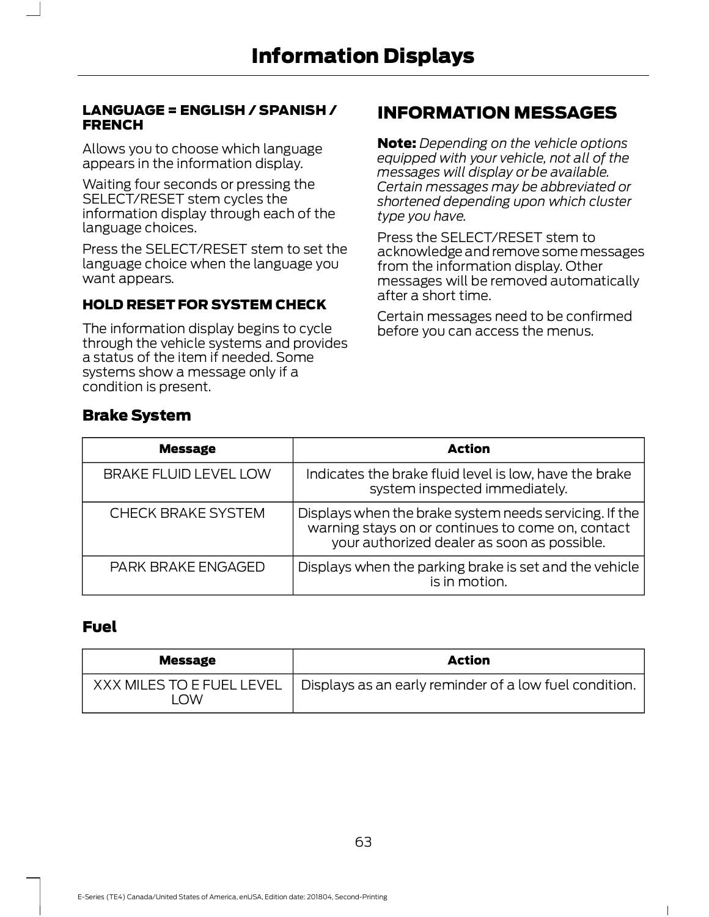#### LANGUAGE = ENGLISH / SPANISH / FRENCH

Allows you to choose which language appears in the information display.

Waiting four seconds or pressing the SELECT/RESET stem cycles the information display through each of the language choices.

Press the SELECT/RESET stem to set the language choice when the language you want appears.

#### HOLD RESET FOR SYSTEM CHECK

The information display begins to cycle through the vehicle systems and provides a status of the item if needed. Some systems show a message only if a condition is present.

## INFORMATION MESSAGES

**Note:** *Depending on the vehicle options equipped with your vehicle, not all of the messages will display or be available. Certain messages may be abbreviated or shortened depending upon which cluster type you have.*

Press the SELECT/RESET stem to acknowledge and remove some messages from the information display. Other messages will be removed automatically after a short time.

Certain messages need to be confirmed before you can access the menus.

### Brake System

| Message | Action |
| --- | --- |
| BRAKE FLUID LEVEL LOW | Indicates the brake fluid level is low, have the brake system inspected immediately. |
| CHECK BRAKE SYSTEM | Displays when the brake system needs servicing. If the warning stays on or continues to come on, contact your authorized dealer as soon as possible. |
| PARK BRAKE ENGAGED | Displays when the parking brake is set and the vehicle is in motion. |

### Fuel

| Message | Action |
| --- | --- |
| XXX MILES TO E FUEL LEVEL LOW | Displays as an early reminder of a low fuel condition. |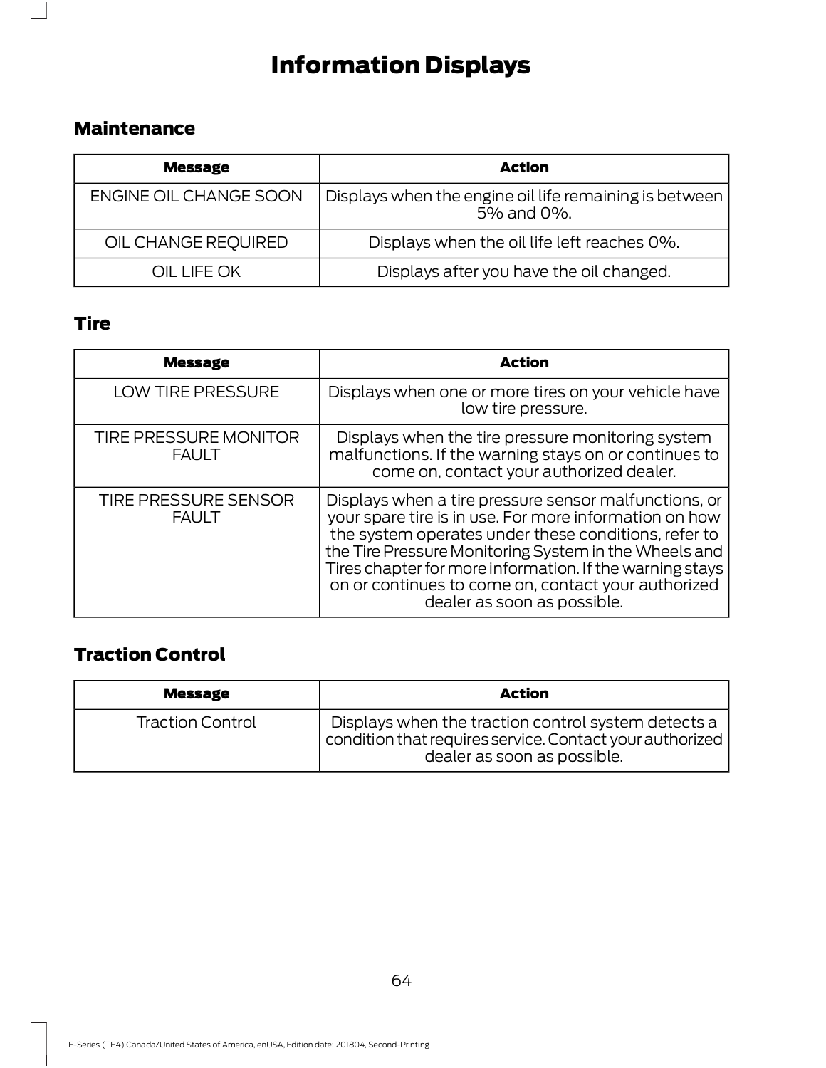## Maintenance

| Message | Action |
| --- | --- |
| ENGINE OIL CHANGE SOON | Displays when the engine oil life remaining is between 5% and 0%. |
| OIL CHANGE REQUIRED | Displays when the oil life left reaches 0%. |
| OIL LIFE OK | Displays after you have the oil changed. |

## Tire

| Message | Action |
| --- | --- |
| LOW TIRE PRESSURE | Displays when one or more tires on your vehicle have low tire pressure. |
| TIRE PRESSURE MONITOR FAULT | Displays when the tire pressure monitoring system malfunctions. If the warning stays on or continues to come on, contact your authorized dealer. |
| TIRE PRESSURE SENSOR FAULT | Displays when a tire pressure sensor malfunctions, or your spare tire is in use. For more information on how the system operates under these conditions, refer to the Tire Pressure Monitoring System in the Wheels and Tires chapter for more information. If the warning stays on or continues to come on, contact your authorized dealer as soon as possible. |

## Traction Control

| Message | Action |
| --- | --- |
| Traction Control | Displays when the traction control system detects a condition that requires service. Contact your authorized dealer as soon as possible. |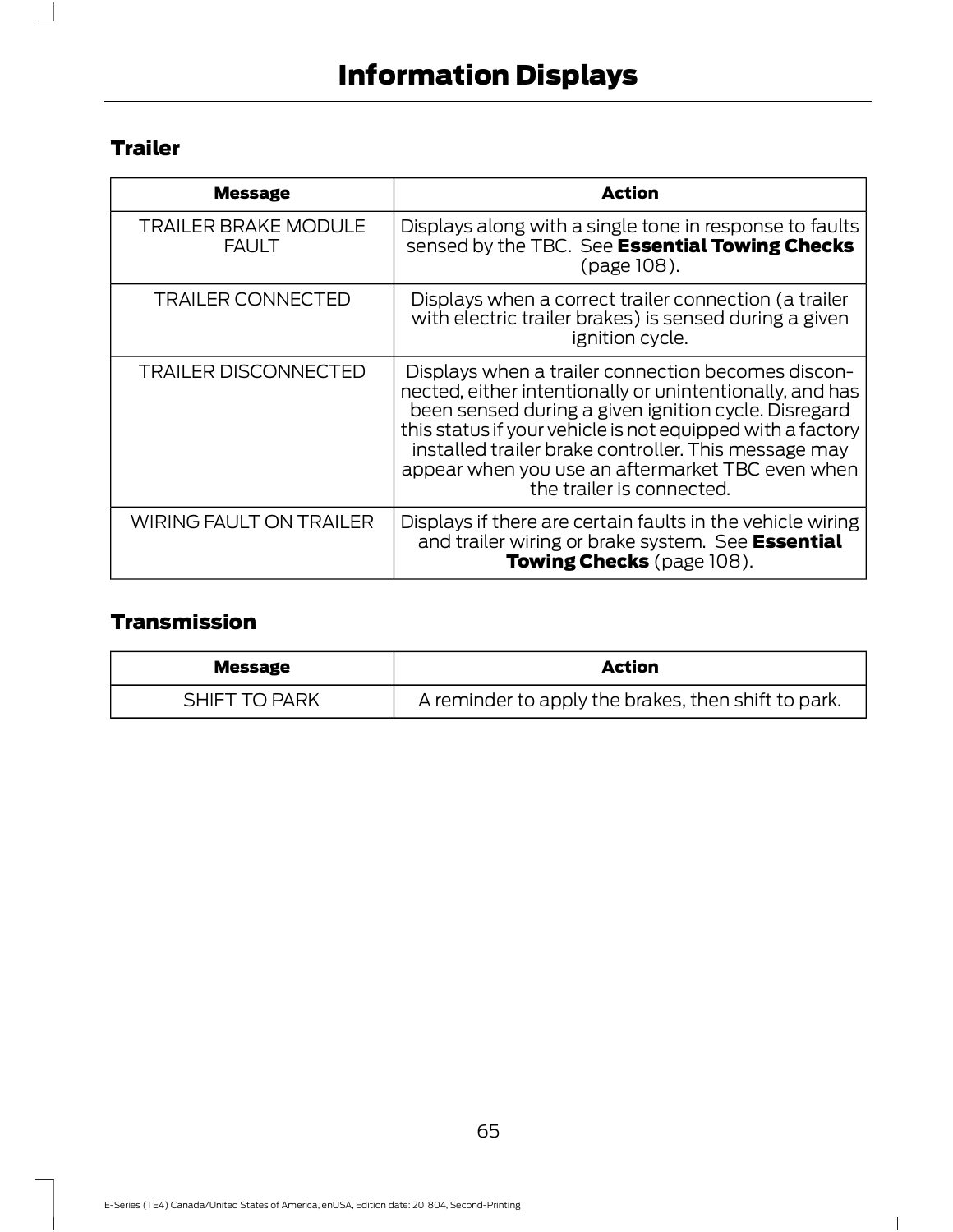# Information Displays

## Trailer

| Message | Action |
| --- | --- |
| TRAILER BRAKE MODULE FAULT | Displays along with a single tone in response to faults sensed by the TBC. See **Essential Towing Checks** (page 108). |
| TRAILER CONNECTED | Displays when a correct trailer connection (a trailer with electric trailer brakes) is sensed during a given ignition cycle. |
| TRAILER DISCONNECTED | Displays when a trailer connection becomes disconnected, either intentionally or unintentionally, and has been sensed during a given ignition cycle. Disregard this status if your vehicle is not equipped with a factory installed trailer brake controller. This message may appear when you use an aftermarket TBC even when the trailer is connected. |
| WIRING FAULT ON TRAILER | Displays if there are certain faults in the vehicle wiring and trailer wiring or brake system. See **Essential Towing Checks** (page 108). |

## Transmission

| Message | Action |
| --- | --- |
| SHIFT TO PARK | A reminder to apply the brakes, then shift to park. |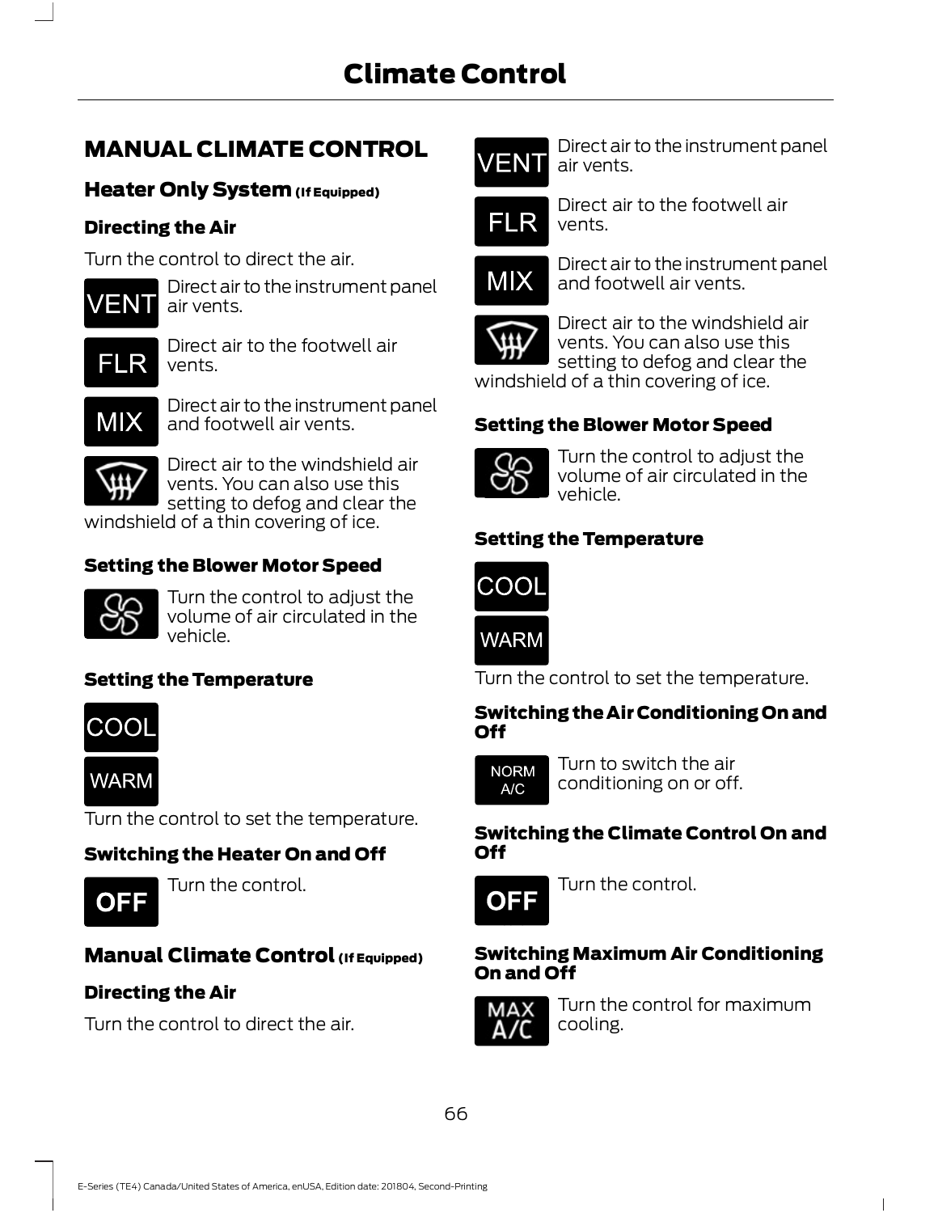# MANUAL CLIMATE CONTROL

## Heater Only System (If Equipped)

### Directing the Air

Turn the control to direct the air.

VENT — Direct air to the instrument panel air vents.

FLR — Direct air to the footwell air vents.

MIX — Direct air to the instrument panel and footwell air vents.

Direct air to the windshield air vents. You can also use this setting to defog and clear the windshield of a thin covering of ice.

### Setting the Blower Motor Speed

Turn the control to adjust the volume of air circulated in the vehicle.

### Setting the Temperature

COOL

WARM

Turn the control to set the temperature.

### Switching the Heater On and Off

OFF — Turn the control.

## Manual Climate Control (If Equipped)

### Directing the Air

Turn the control to direct the air.

VENT — Direct air to the instrument panel air vents.

FLR — Direct air to the footwell air vents.

MIX — Direct air to the instrument panel and footwell air vents.

Direct air to the windshield air vents. You can also use this setting to defog and clear the windshield of a thin covering of ice.

### Setting the Blower Motor Speed

Turn the control to adjust the volume of air circulated in the vehicle.

### Setting the Temperature

COOL

WARM

Turn the control to set the temperature.

### Switching the Air Conditioning On and Off

NORM A/C — Turn to switch the air conditioning on or off.

### Switching the Climate Control On and Off

OFF — Turn the control.

### Switching Maximum Air Conditioning On and Off

MAX A/C — Turn the control for maximum cooling.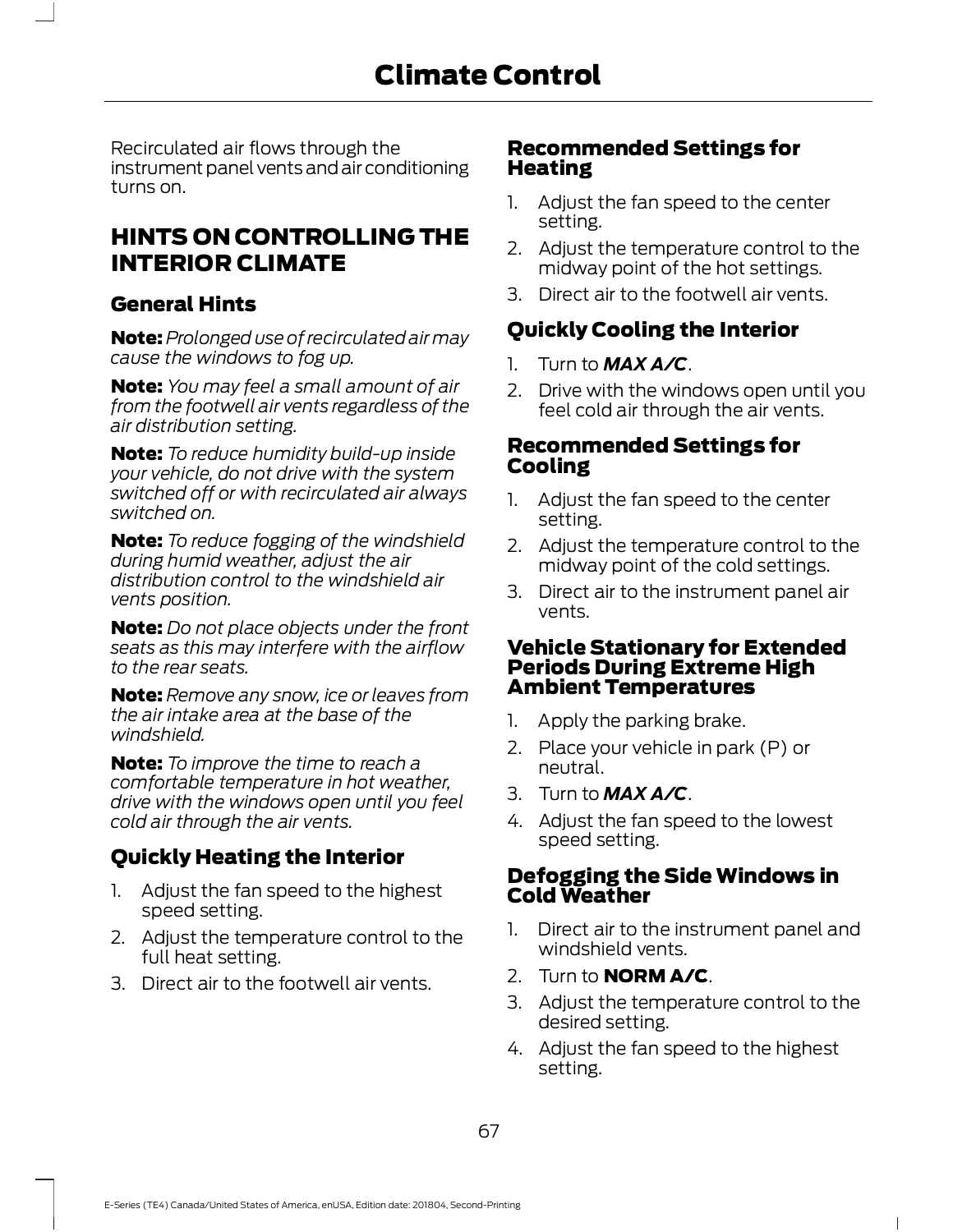Recirculated air flows through the instrument panel vents and air conditioning turns on.

## HINTS ON CONTROLLING THE INTERIOR CLIMATE

### General Hints

**Note:** *Prolonged use of recirculated air may cause the windows to fog up.*

**Note:** *You may feel a small amount of air from the footwell air vents regardless of the air distribution setting.*

**Note:** *To reduce humidity build-up inside your vehicle, do not drive with the system switched off or with recirculated air always switched on.*

**Note:** *To reduce fogging of the windshield during humid weather, adjust the air distribution control to the windshield air vents position.*

**Note:** *Do not place objects under the front seats as this may interfere with the airflow to the rear seats.*

**Note:** *Remove any snow, ice or leaves from the air intake area at the base of the windshield.*

**Note:** *To improve the time to reach a comfortable temperature in hot weather, drive with the windows open until you feel cold air through the air vents.*

### Quickly Heating the Interior

1. Adjust the fan speed to the highest speed setting.
2. Adjust the temperature control to the full heat setting.
3. Direct air to the footwell air vents.

### Recommended Settings for Heating

1. Adjust the fan speed to the center setting.
2. Adjust the temperature control to the midway point of the hot settings.
3. Direct air to the footwell air vents.

### Quickly Cooling the Interior

1. Turn to ***MAX A/C***.
2. Drive with the windows open until you feel cold air through the air vents.

### Recommended Settings for Cooling

1. Adjust the fan speed to the center setting.
2. Adjust the temperature control to the midway point of the cold settings.
3. Direct air to the instrument panel air vents.

### Vehicle Stationary for Extended Periods During Extreme High Ambient Temperatures

1. Apply the parking brake.
2. Place your vehicle in park (P) or neutral.
3. Turn to ***MAX A/C***.
4. Adjust the fan speed to the lowest speed setting.

### Defogging the Side Windows in Cold Weather

1. Direct air to the instrument panel and windshield vents.
2. Turn to **NORM A/C**.
3. Adjust the temperature control to the desired setting.
4. Adjust the fan speed to the highest setting.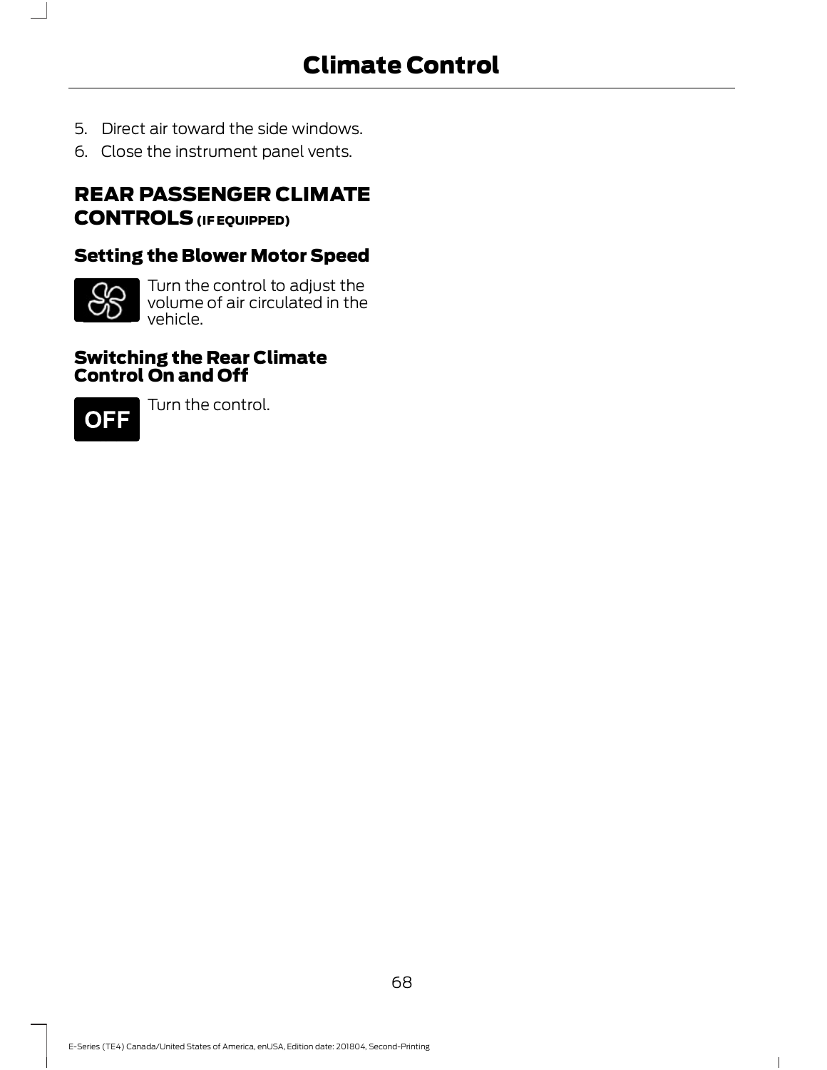5. Direct air toward the side windows.
6. Close the instrument panel vents.

## REAR PASSENGER CLIMATE CONTROLS (IF EQUIPPED)

### Setting the Blower Motor Speed

Turn the control to adjust the volume of air circulated in the vehicle.

### Switching the Rear Climate Control On and Off

OFF

Turn the control.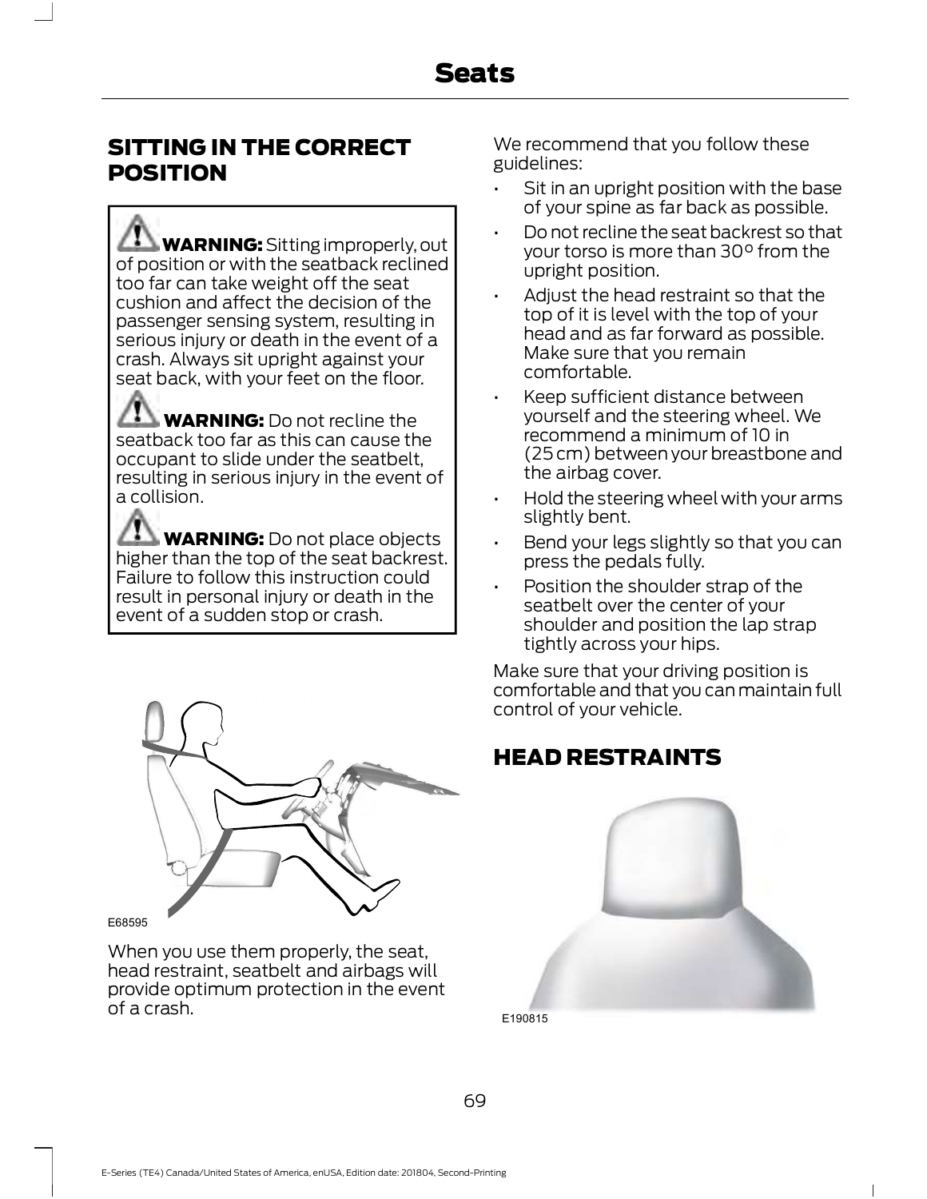## SITTING IN THE CORRECT POSITION

**WARNING:** Sitting improperly, out of position or with the seatback reclined too far can take weight off the seat cushion and affect the decision of the passenger sensing system, resulting in serious injury or death in the event of a crash. Always sit upright against your seat back, with your feet on the floor.

**WARNING:** Do not recline the seatback too far as this can cause the occupant to slide under the seatbelt, resulting in serious injury in the event of a collision.

**WARNING:** Do not place objects higher than the top of the seat backrest. Failure to follow this instruction could result in personal injury or death in the event of a sudden stop or crash.

E68595

When you use them properly, the seat, head restraint, seatbelt and airbags will provide optimum protection in the event of a crash.

We recommend that you follow these guidelines:

- Sit in an upright position with the base of your spine as far back as possible.
- Do not recline the seat backrest so that your torso is more than 30° from the upright position.
- Adjust the head restraint so that the top of it is level with the top of your head and as far forward as possible. Make sure that you remain comfortable.
- Keep sufficient distance between yourself and the steering wheel. We recommend a minimum of 10 in (25 cm) between your breastbone and the airbag cover.
- Hold the steering wheel with your arms slightly bent.
- Bend your legs slightly so that you can press the pedals fully.
- Position the shoulder strap of the seatbelt over the center of your shoulder and position the lap strap tightly across your hips.

Make sure that your driving position is comfortable and that you can maintain full control of your vehicle.

## HEAD RESTRAINTS

E190815